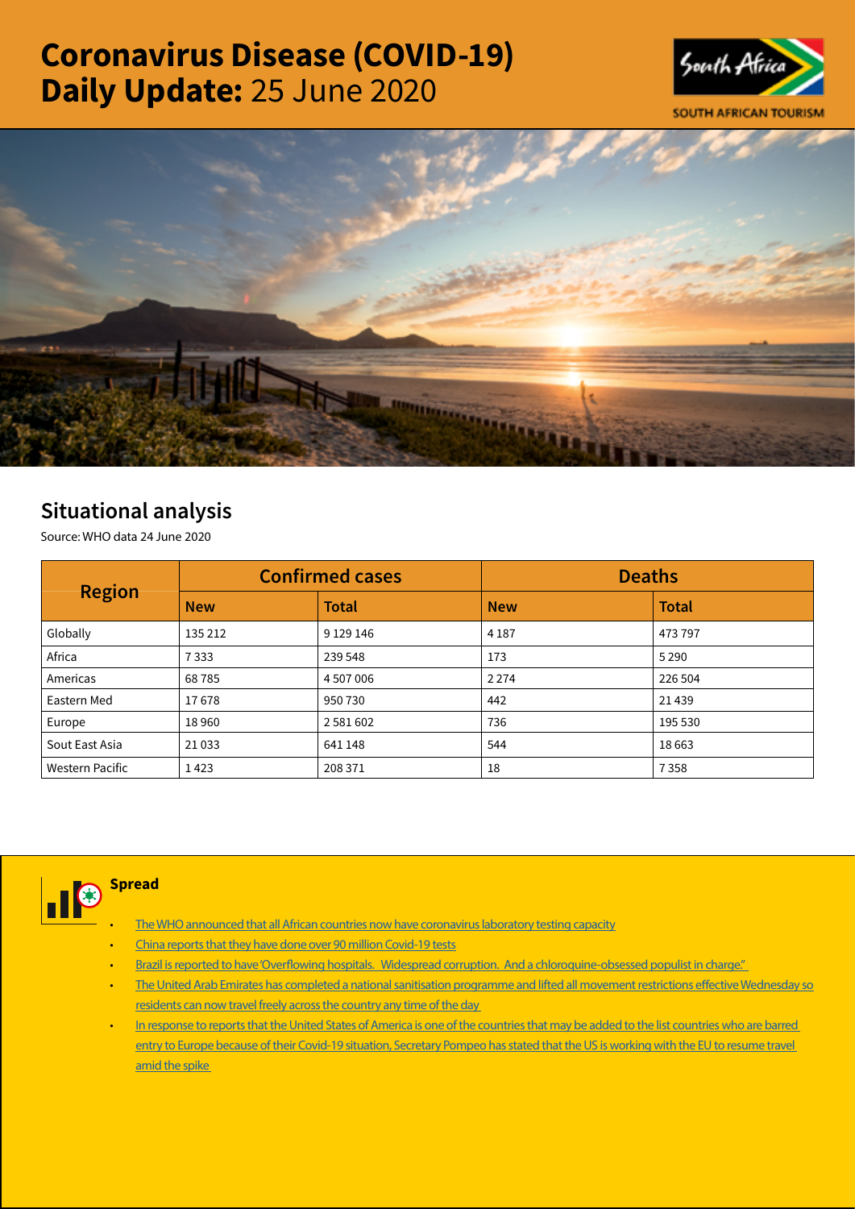# Coronavirus Disease (COVID-19) Daily Update: 25 June 2020

SOUTH AFRICAN TOURISM

## Situational analysis

Source: WHO data 24 June 2020

| Region | Confirmed cases | | Deaths | |
|---|---|---|---|---|
| | New | Total | New | Total |
| Globally | 135 212 | 9 129 146 | 4 187 | 473 797 |
| Africa | 7 333 | 239 548 | 173 | 5 290 |
| Americas | 68 785 | 4 507 006 | 2 274 | 226 504 |
| Eastern Med | 17 678 | 950 730 | 442 | 21 439 |
| Europe | 18 960 | 2 581 602 | 736 | 195 530 |
| Sout East Asia | 21 033 | 641 148 | 544 | 18 663 |
| Western Pacific | 1 423 | 208 371 | 18 | 7 358 |

### Spread

- The WHO announced that all African countries now have coronavirus laboratory testing capacity
- China reports that they have done over 90 million Covid-19 tests
- Brazil is reported to have 'Overflowing hospitals. Widespread corruption. And a chloroquine-obsessed populist in charge.'
- The United Arab Emirates has completed a national sanitisation programme and lifted all movement restrictions effective Wednesday so residents can now travel freely across the country any time of the day
- In response to reports that the United States of America is one of the countries that may be added to the list countries who are barred entry to Europe because of their Covid-19 situation, Secretary Pompeo has stated that the US is working with the EU to resume travel amid the spike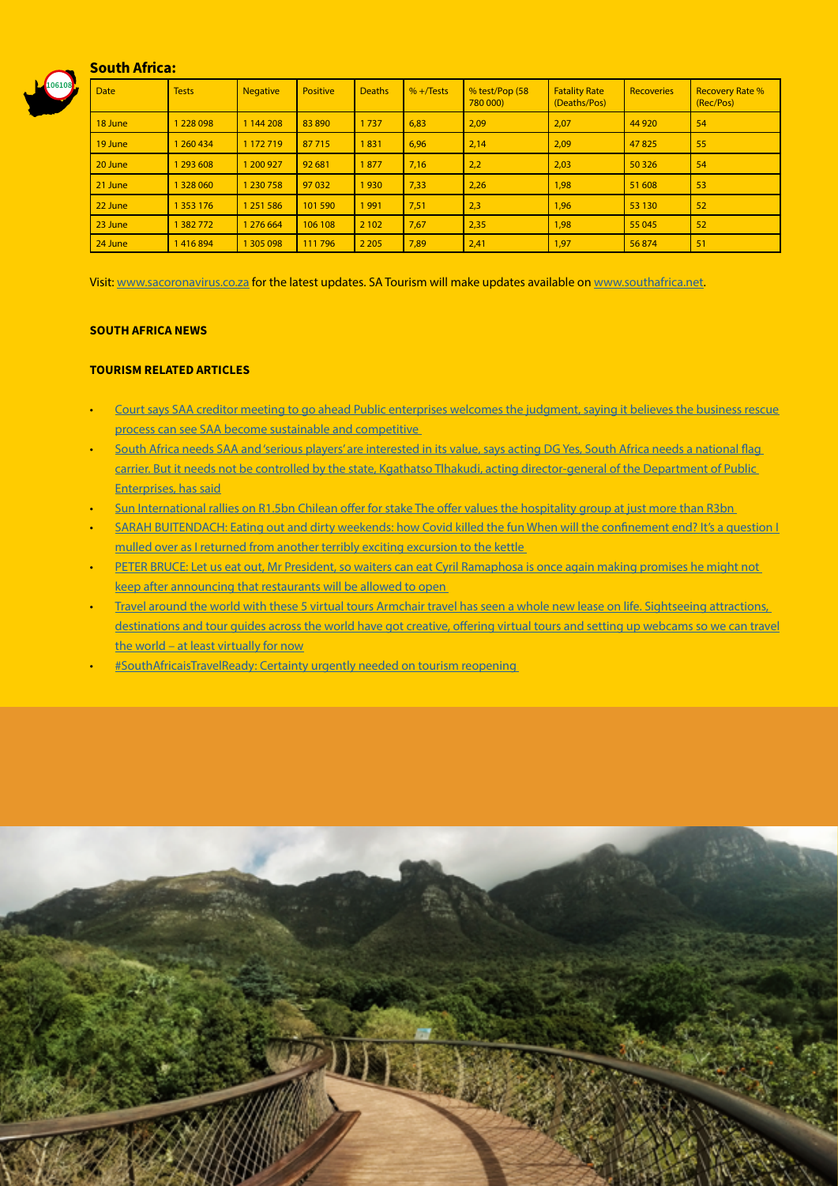## South Africa:

| Date | Tests | Negative | Positive | Deaths | % +/Tests | % test/Pop (58 780 000) | Fatality Rate (Deaths/Pos) | Recoveries | Recovery Rate % (Rec/Pos) |
|---|---|---|---|---|---|---|---|---|---|
| 18 June | 1 228 098 | 1 144 208 | 83 890 | 1 737 | 6,83 | 2,09 | 2,07 | 44 920 | 54 |
| 19 June | 1 260 434 | 1 172 719 | 87 715 | 1 831 | 6,96 | 2,14 | 2,09 | 47 825 | 55 |
| 20 June | 1 293 608 | 1 200 927 | 92 681 | 1 877 | 7,16 | 2,2 | 2,03 | 50 326 | 54 |
| 21 June | 1 328 060 | 1 230 758 | 97 032 | 1 930 | 7,33 | 2,26 | 1,98 | 51 608 | 53 |
| 22 June | 1 353 176 | 1 251 586 | 101 590 | 1 991 | 7,51 | 2,3 | 1,96 | 53 130 | 52 |
| 23 June | 1 382 772 | 1 276 664 | 106 108 | 2 102 | 7,67 | 2,35 | 1,98 | 55 045 | 52 |
| 24 June | 1 416 894 | 1 305 098 | 111 796 | 2 205 | 7,89 | 2,41 | 1,97 | 56 874 | 51 |

Visit: www.sacoronavirus.co.za for the latest updates. SA Tourism will make updates available on www.southafrica.net.

**SOUTH AFRICA NEWS**

**TOURISM RELATED ARTICLES**

- Court says SAA creditor meeting to go ahead Public enterprises welcomes the judgment, saying it believes the business rescue process can see SAA become sustainable and competitive
- South Africa needs SAA and 'serious players' are interested in its value, says acting DG Yes, South Africa needs a national flag carrier. But it needs not be controlled by the state, Kgathatso Tlhakudi, acting director-general of the Department of Public Enterprises, has said
- Sun International rallies on R1.5bn Chilean offer for stake The offer values the hospitality group at just more than R3bn
- SARAH BUITENDACH: Eating out and dirty weekends: how Covid killed the fun When will the confinement end? It's a question I mulled over as I returned from another terribly exciting excursion to the kettle
- PETER BRUCE: Let us eat out, Mr President, so waiters can eat Cyril Ramaphosa is once again making promises he might not keep after announcing that restaurants will be allowed to open
- Travel around the world with these 5 virtual tours Armchair travel has seen a whole new lease on life. Sightseeing attractions, destinations and tour guides across the world have got creative, offering virtual tours and setting up webcams so we can travel the world – at least virtually for now
- #SouthAfricaisTravelReady: Certainty urgently needed on tourism reopening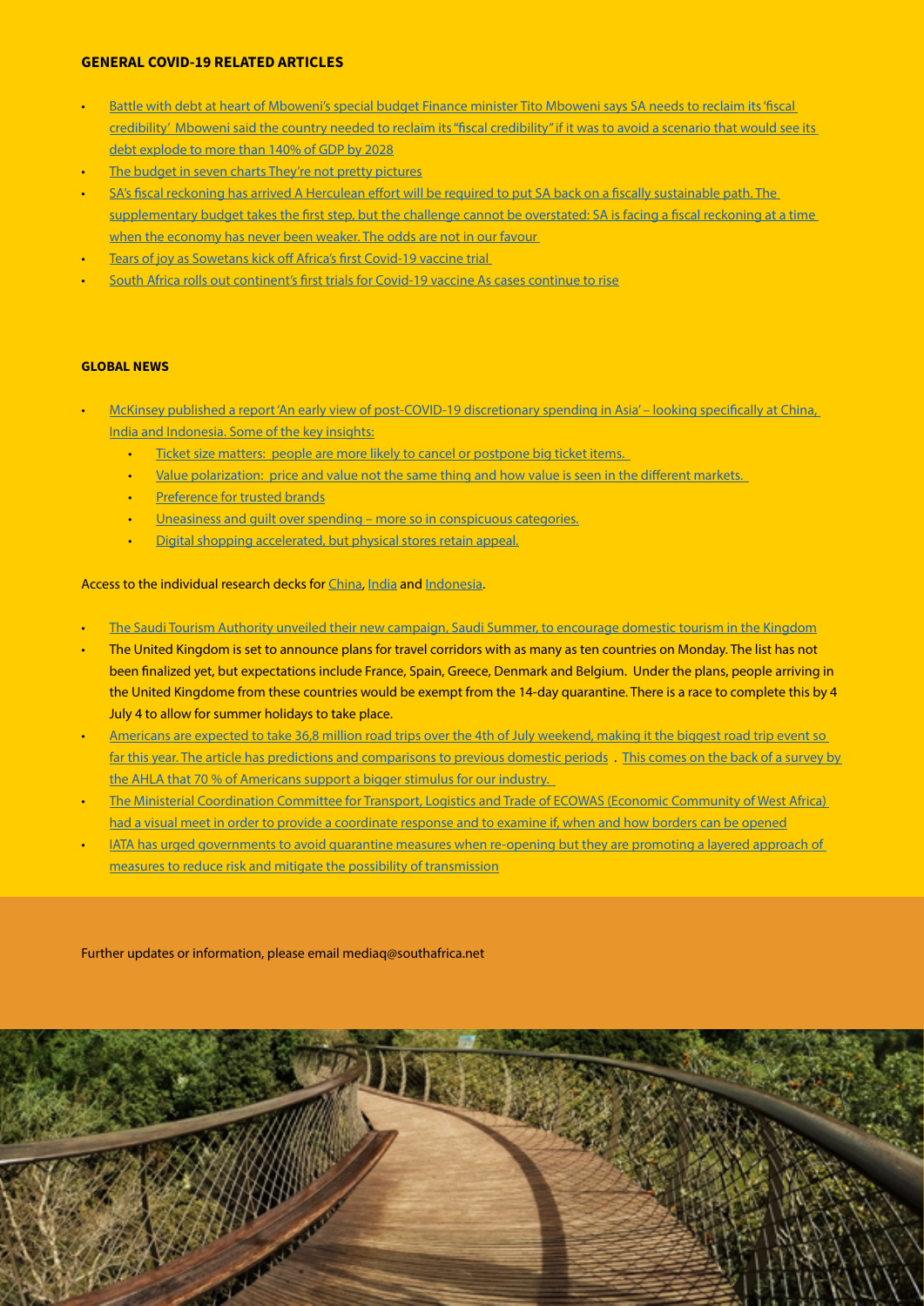## GENERAL COVID-19 RELATED ARTICLES

- Battle with debt at heart of Mboweni's special budget Finance minister Tito Mboweni says SA needs to reclaim its 'fiscal credibility' Mboweni said the country needed to reclaim its "fiscal credibility" if it was to avoid a scenario that would see its debt explode to more than 140% of GDP by 2028
- The budget in seven charts They're not pretty pictures
- SA's fiscal reckoning has arrived A Herculean effort will be required to put SA back on a fiscally sustainable path. The supplementary budget takes the first step, but the challenge cannot be overstated: SA is facing a fiscal reckoning at a time when the economy has never been weaker. The odds are not in our favour
- Tears of joy as Sowetans kick off Africa's first Covid-19 vaccine trial
- South Africa rolls out continent's first trials for Covid-19 vaccine As cases continue to rise

## GLOBAL NEWS

- McKinsey published a report 'An early view of post-COVID-19 discretionary spending in Asia' – looking specifically at China, India and Indonesia. Some of the key insights:
  - Ticket size matters: people are more likely to cancel or postpone big ticket items.
  - Value polarization: price and value not the same thing and how value is seen in the different markets.
  - Preference for trusted brands
  - Uneasiness and guilt over spending – more so in conspicuous categories.
  - Digital shopping accelerated, but physical stores retain appeal.

Access to the individual research decks for China, India and Indonesia.

- The Saudi Tourism Authority unveiled their new campaign, Saudi Summer, to encourage domestic tourism in the Kingdom
- The United Kingdom is set to announce plans for travel corridors with as many as ten countries on Monday. The list has not been finalized yet, but expectations include France, Spain, Greece, Denmark and Belgium. Under the plans, people arriving in the United Kingdome from these countries would be exempt from the 14-day quarantine. There is a race to complete this by 4 July 4 to allow for summer holidays to take place.
- Americans are expected to take 36,8 million road trips over the 4th of July weekend, making it the biggest road trip event so far this year. The article has predictions and comparisons to previous domestic periods . This comes on the back of a survey by the AHLA that 70 % of Americans support a bigger stimulus for our industry.
- The Ministerial Coordination Committee for Transport, Logistics and Trade of ECOWAS (Economic Community of West Africa) had a visual meet in order to provide a coordinate response and to examine if, when and how borders can be opened
- IATA has urged governments to avoid quarantine measures when re-opening but they are promoting a layered approach of measures to reduce risk and mitigate the possibility of transmission

Further updates or information, please email mediaq@southafrica.net